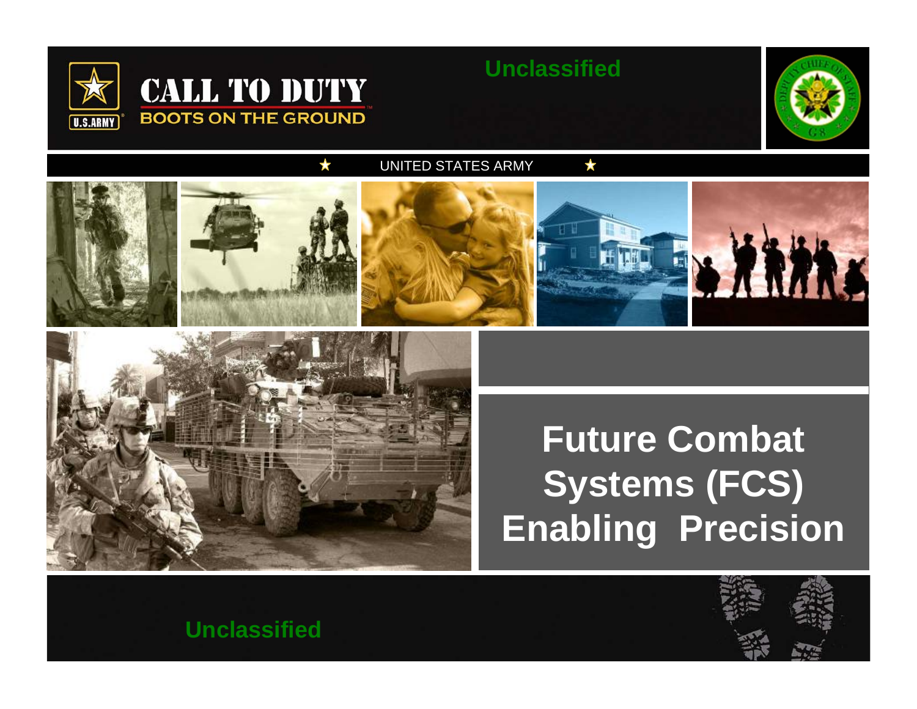Unclassified

CALL TO DUTY

BOOTS ON THE GROUND

UNITED STATES ARMY

# Future Combat Systems (FCS) Enabling Precision

Unclassified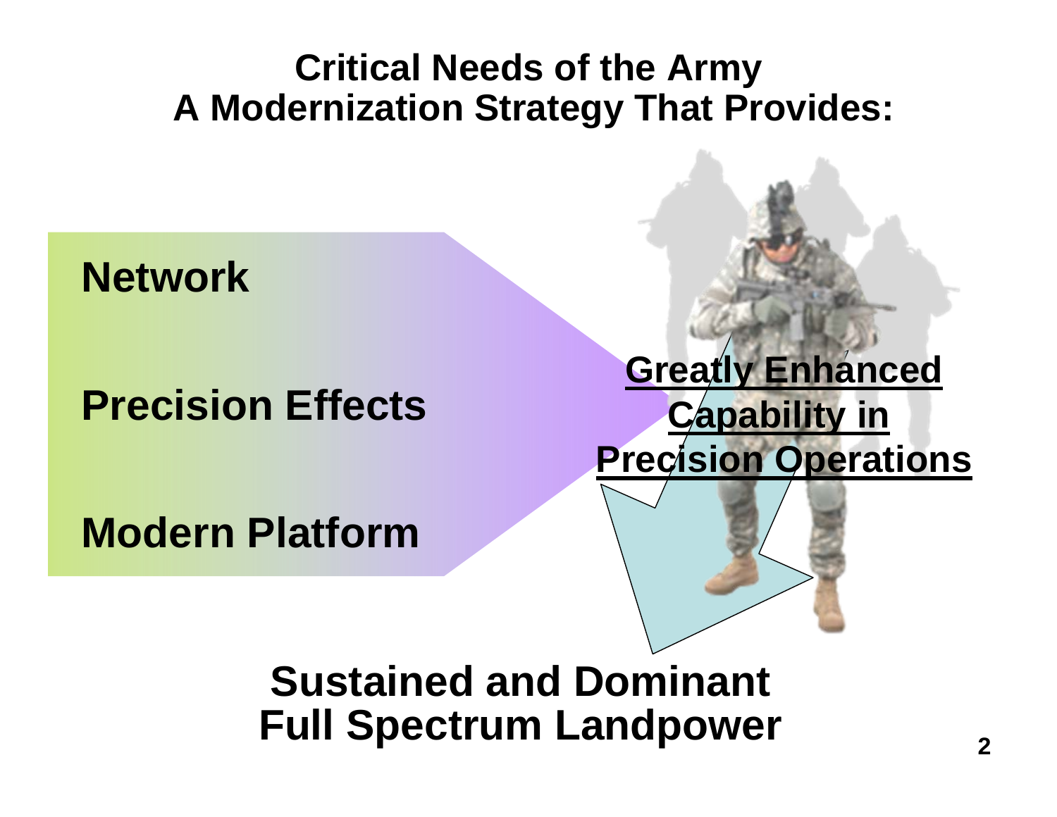# Critical Needs of the Army
# A Modernization Strategy That Provides:

**Network**

**Precision Effects**

**Modern Platform**

**Greatly Enhanced Capability in Precision Operations**

**Sustained and Dominant Full Spectrum Landpower**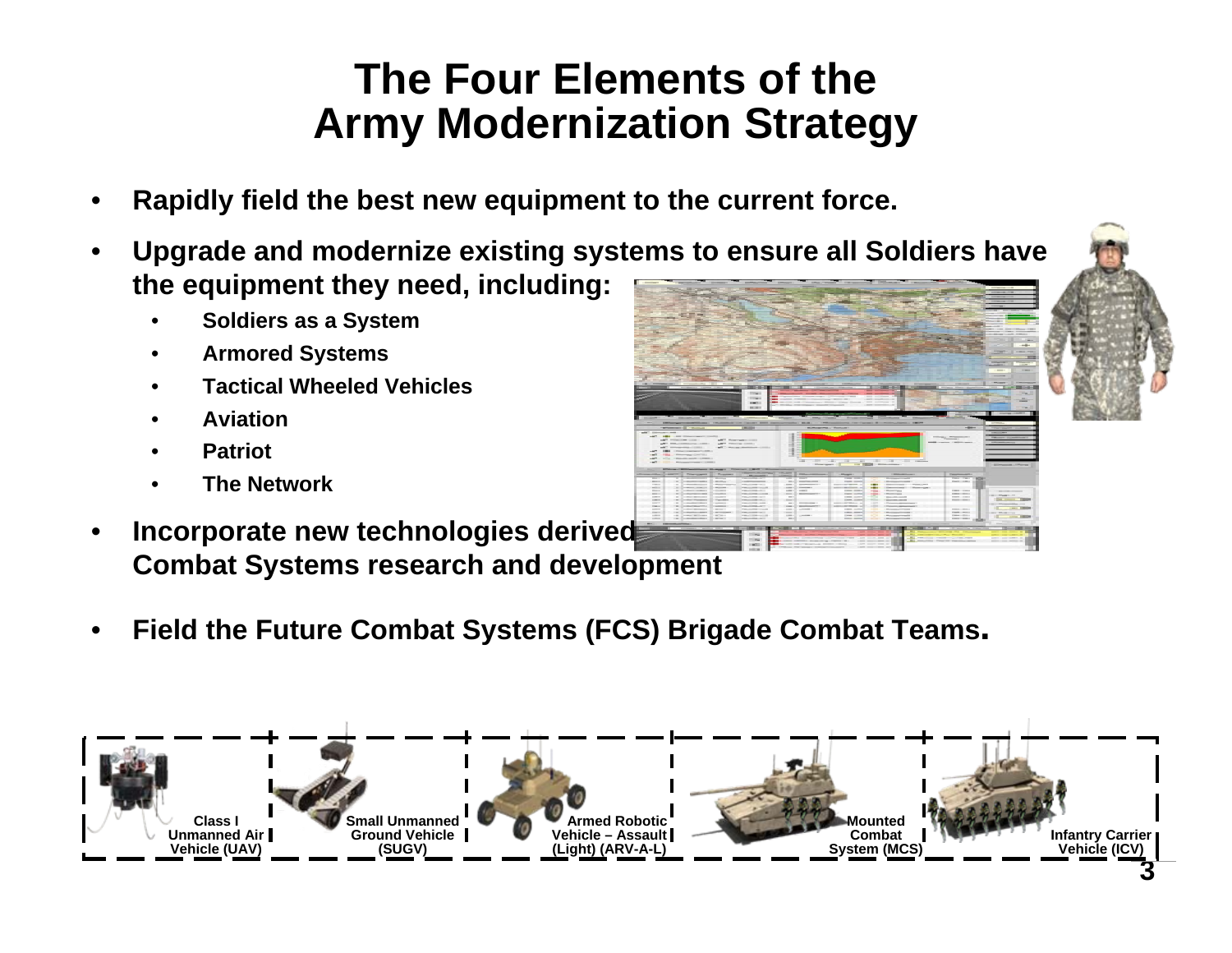# The Four Elements of the Army Modernization Strategy

- **Rapidly field the best new equipment to the current force.**
- **Upgrade and modernize existing systems to ensure all Soldiers have the equipment they need, including:**
  - **Soldiers as a System**
  - **Armored Systems**
  - **Tactical Wheeled Vehicles**
  - **Aviation**
  - **Patriot**
  - **The Network**
- **Incorporate new technologies derived Combat Systems research and development**
- **Field the Future Combat Systems (FCS) Brigade Combat Teams.**

| Class I Unmanned Air Vehicle (UAV) | Small Unmanned Ground Vehicle (SUGV) | Armed Robotic Vehicle – Assault (Light) (ARV-A-L) | Mounted Combat System (MCS) | Infantry Carrier Vehicle (ICV) |
| --- | --- | --- | --- | --- |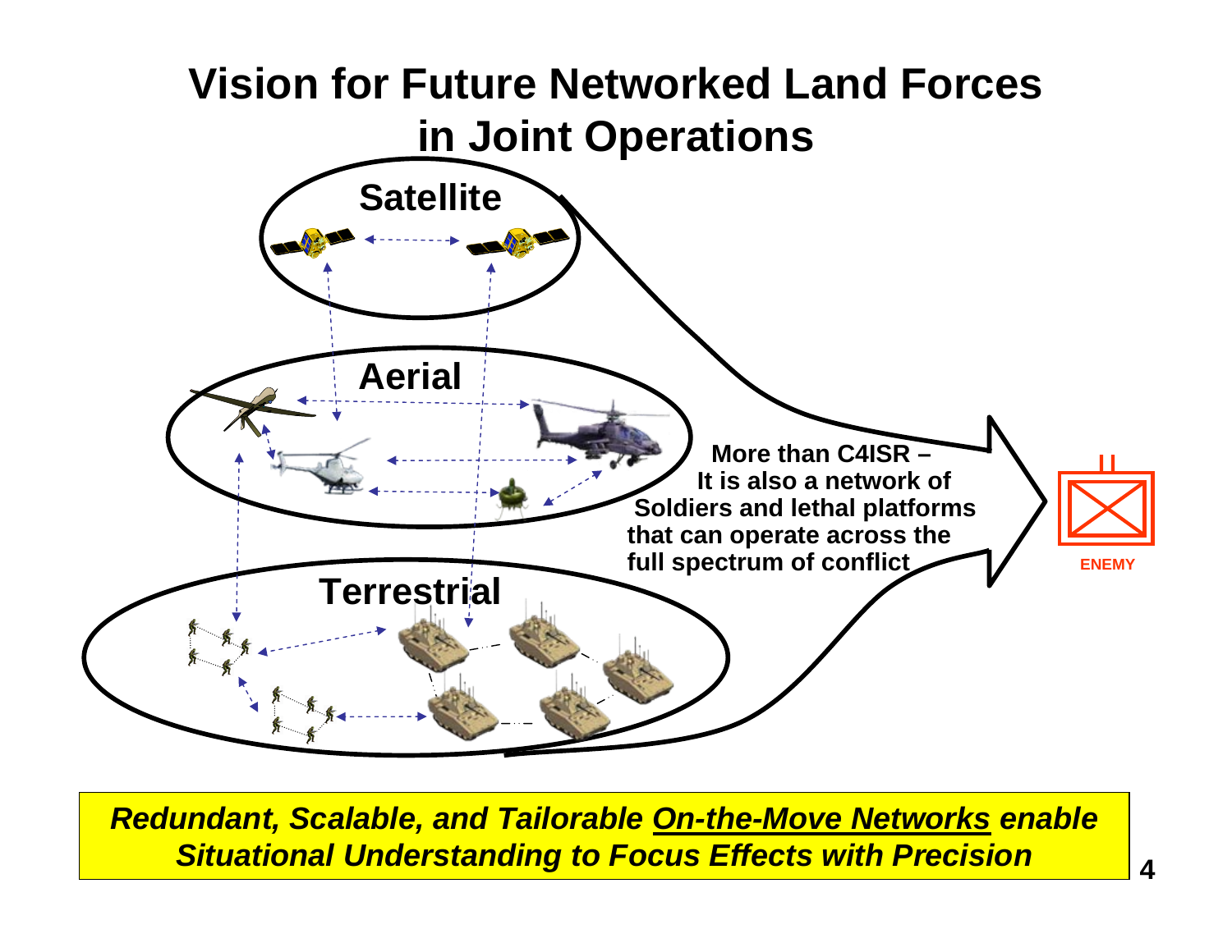# Vision for Future Networked Land Forces in Joint Operations

Satellite

Aerial

Terrestrial

More than C4ISR – It is also a network of Soldiers and lethal platforms that can operate across the full spectrum of conflict

ENEMY

***Redundant, Scalable, and Tailorable <u>On-the-Move Networks</u> enable Situational Understanding to Focus Effects with Precision***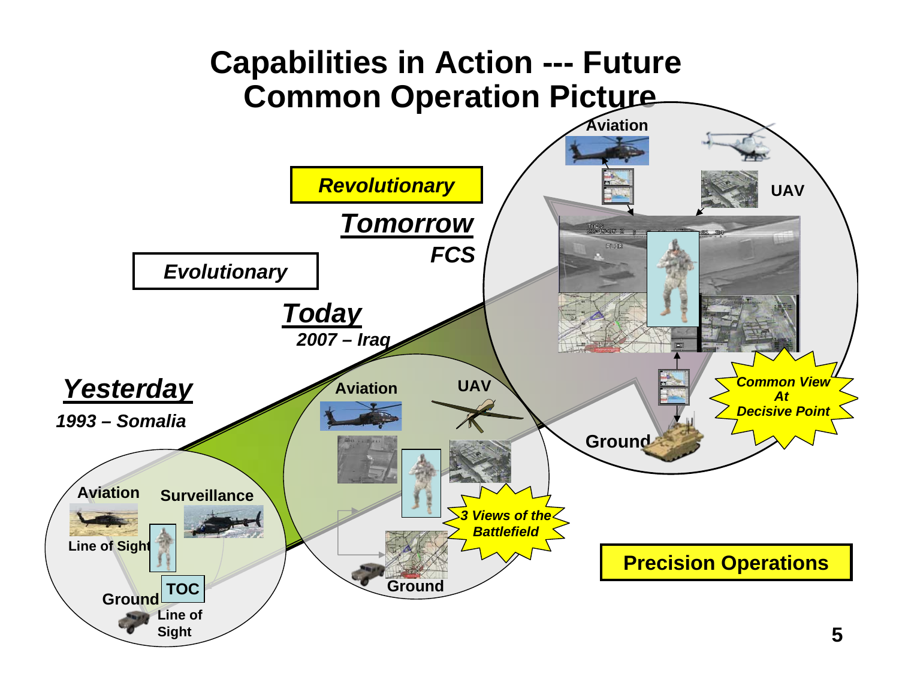# Capabilities in Action --- Future Common Operation Picture

**Revolutionary**

***Tomorrow***

***FCS***

**Evolutionary**

***Today***

***2007 – Iraq***

***Yesterday***

***1993 – Somalia***

**Aviation**

**Surveillance**

**Line of Sight**

**TOC**

**Ground**

**Line of Sight**

**Aviation**

**UAV**

**Ground**

***3 Views of the Battlefield***

**Aviation**

**UAV**

**Ground**

***Common View At Decisive Point***

**Precision Operations**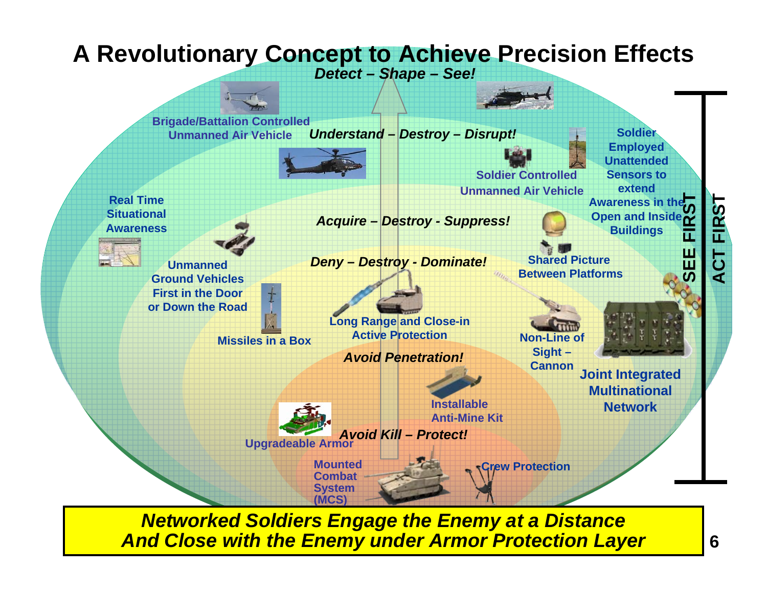# A Revolutionary Concept to Achieve Precision Effects

*Detect – Shape – See!*

Brigade/Battalion Controlled Unmanned Air Vehicle

*Understand – Destroy – Disrupt!*

Soldier Controlled Unmanned Air Vehicle

Soldier Employed Unattended Sensors to extend Awareness in the Open and Inside Buildings

Real Time Situational Awareness

*Acquire – Destroy - Suppress!*

*Deny – Destroy - Dominate!*

Shared Picture Between Platforms

Unmanned Ground Vehicles First in the Door or Down the Road

Missiles in a Box

Long Range and Close-in Active Protection

Non-Line of Sight – Cannon

*Avoid Penetration!*

Joint Integrated Multinational Network

Installable Anti-Mine Kit

Upgradeable Armor

*Avoid Kill – Protect!*

Mounted Combat System (MCS)

Crew Protection

**SEE FIRST**

**ACT FIRST**

***Networked Soldiers Engage the Enemy at a Distance And Close with the Enemy under Armor Protection Layer***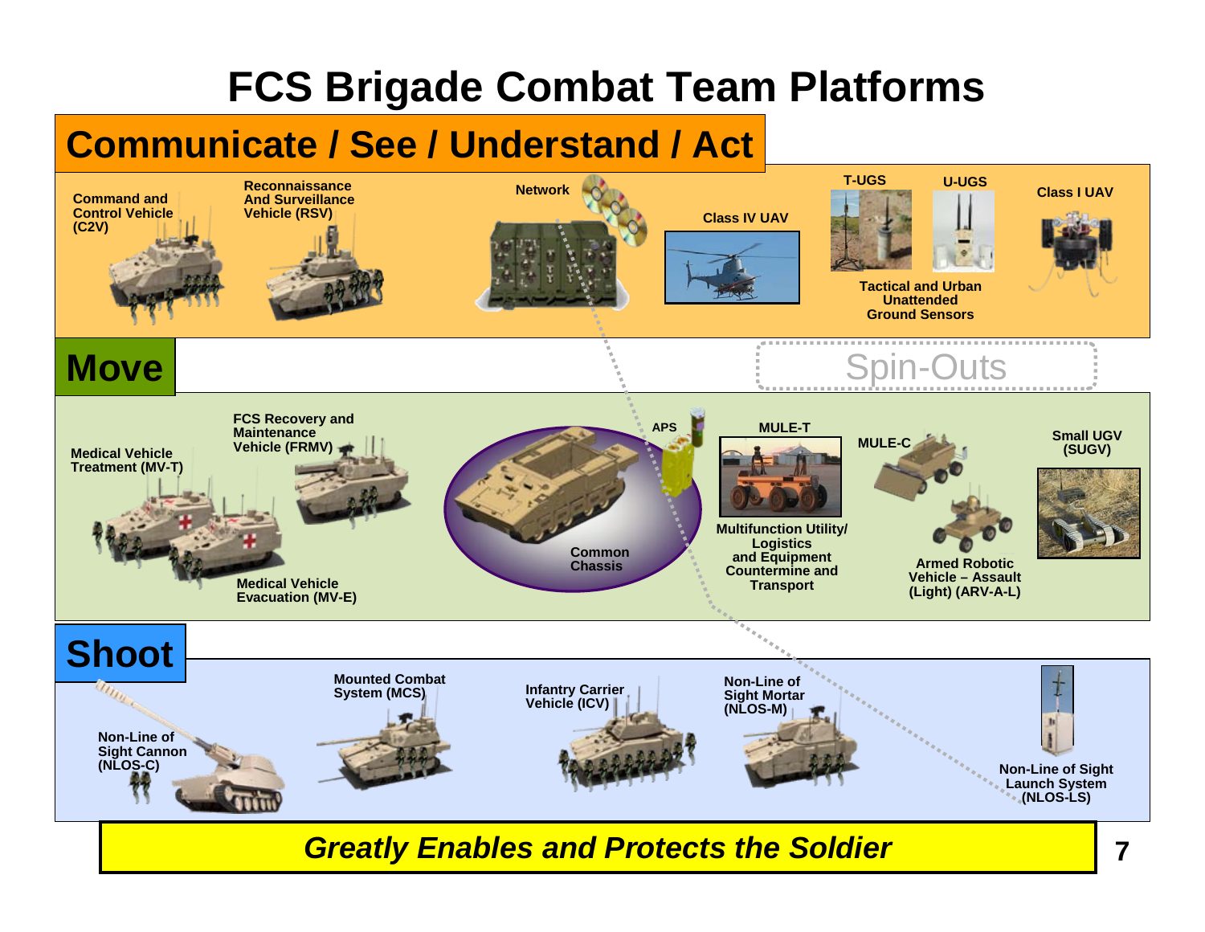# FCS Brigade Combat Team Platforms

## Communicate / See / Understand / Act

- Command and Control Vehicle (C2V)
- Reconnaissance And Surveillance Vehicle (RSV)
- Network
- Class IV UAV
- T-UGS
- U-UGS
- Tactical and Urban Unattended Ground Sensors
- Class I UAV

Spin-Outs

## Move

- Medical Vehicle Treatment (MV-T)
- FCS Recovery and Maintenance Vehicle (FRMV)
- Medical Vehicle Evacuation (MV-E)
- Common Chassis
- APS
- MULE-T
- Multifunction Utility/ Logistics and Equipment Countermine and Transport
- MULE-C
- Armed Robotic Vehicle – Assault (Light) (ARV-A-L)
- Small UGV (SUGV)

## Shoot

- Non-Line of Sight Cannon (NLOS-C)
- Mounted Combat System (MCS)
- Infantry Carrier Vehicle (ICV)
- Non-Line of Sight Mortar (NLOS-M)
- Non-Line of Sight Launch System (NLOS-LS)

***Greatly Enables and Protects the Soldier***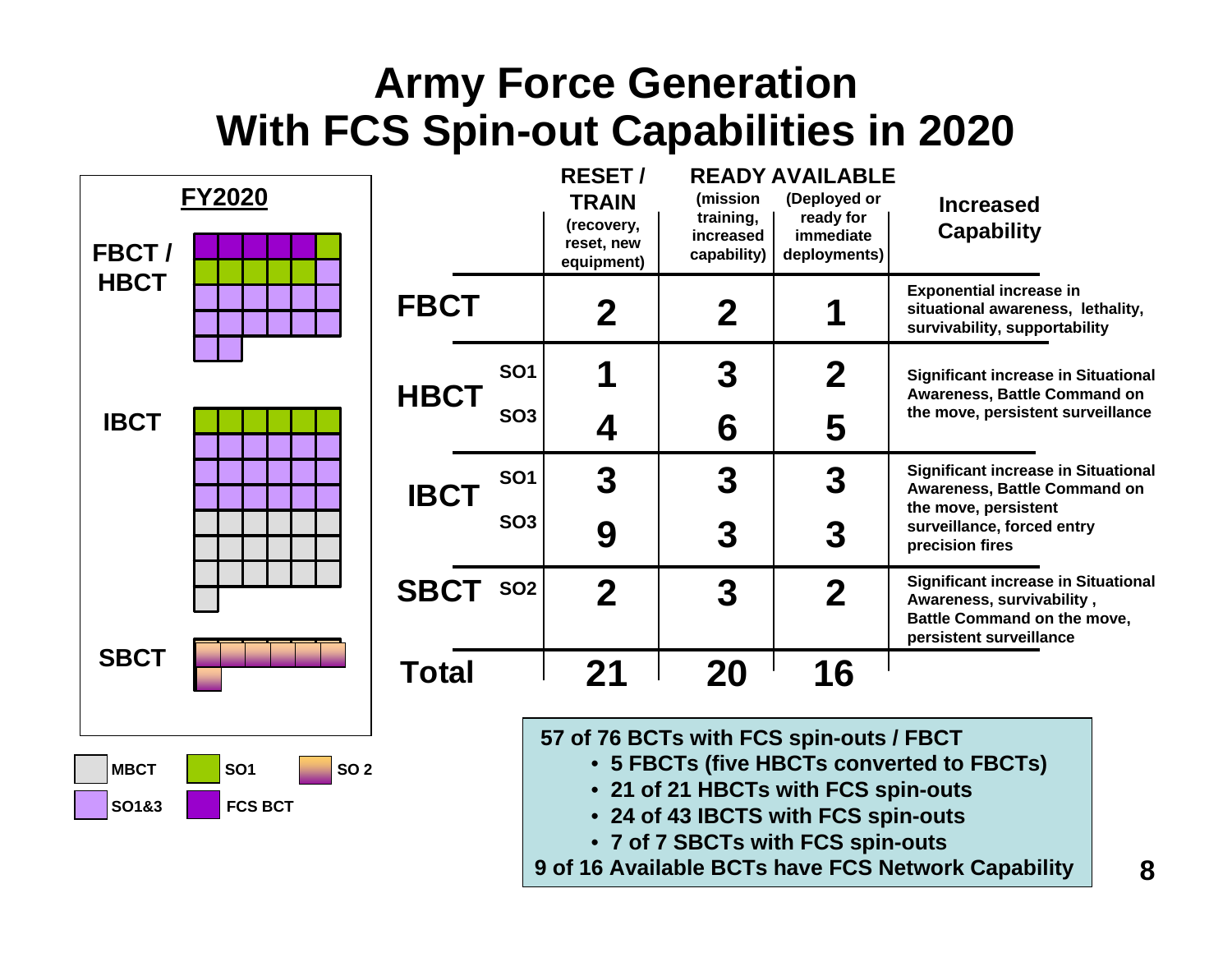# Army Force Generation With FCS Spin-out Capabilities in 2020

**FY2020**

- FBCT / HBCT
- IBCT
- SBCT

Legend: MBCT, SO1, SO 2, SO1&3, FCS BCT

| | | RESET / TRAIN (recovery, reset, new equipment) | READY (mission training, increased capability) | AVAILABLE (Deployed or ready for immediate deployments) | Increased Capability |
|---|---|---|---|---|---|
| FBCT | | 2 | 2 | 1 | Exponential increase in situational awareness, lethality, survivability, supportability |
| HBCT | SO1 | 1 | 3 | 2 | Significant increase in Situational Awareness, Battle Command on the move, persistent surveillance |
| | SO3 | 4 | 6 | 5 | |
| IBCT | SO1 | 3 | 3 | 3 | Significant increase in Situational Awareness, Battle Command on the move, persistent surveillance, forced entry precision fires |
| | SO3 | 9 | 3 | 3 | |
| SBCT | SO2 | 2 | 3 | 2 | Significant increase in Situational Awareness, survivability, Battle Command on the move, persistent surveillance |
| Total | | 21 | 20 | 16 | |

**57 of 76 BCTs with FCS spin-outs / FBCT**

- **5 FBCTs (five HBCTs converted to FBCTs)**
- **21 of 21 HBCTs with FCS spin-outs**
- **24 of 43 IBCTS with FCS spin-outs**
- **7 of 7 SBCTs with FCS spin-outs**

**9 of 16 Available BCTs have FCS Network Capability**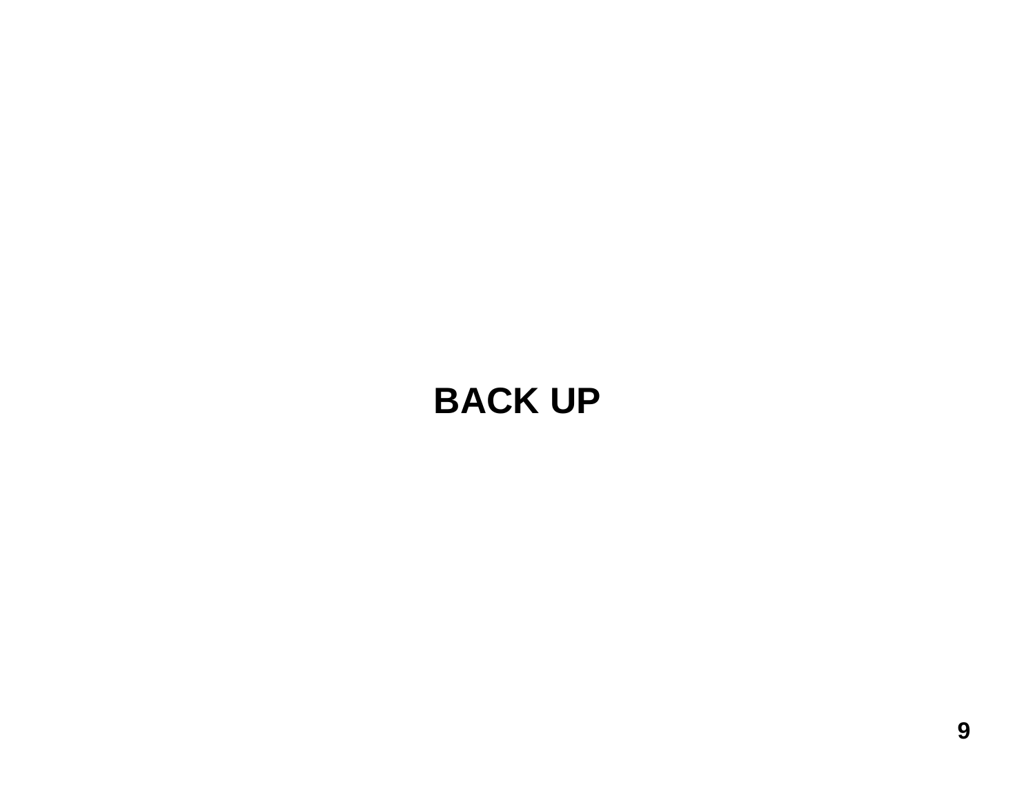**BACK UP**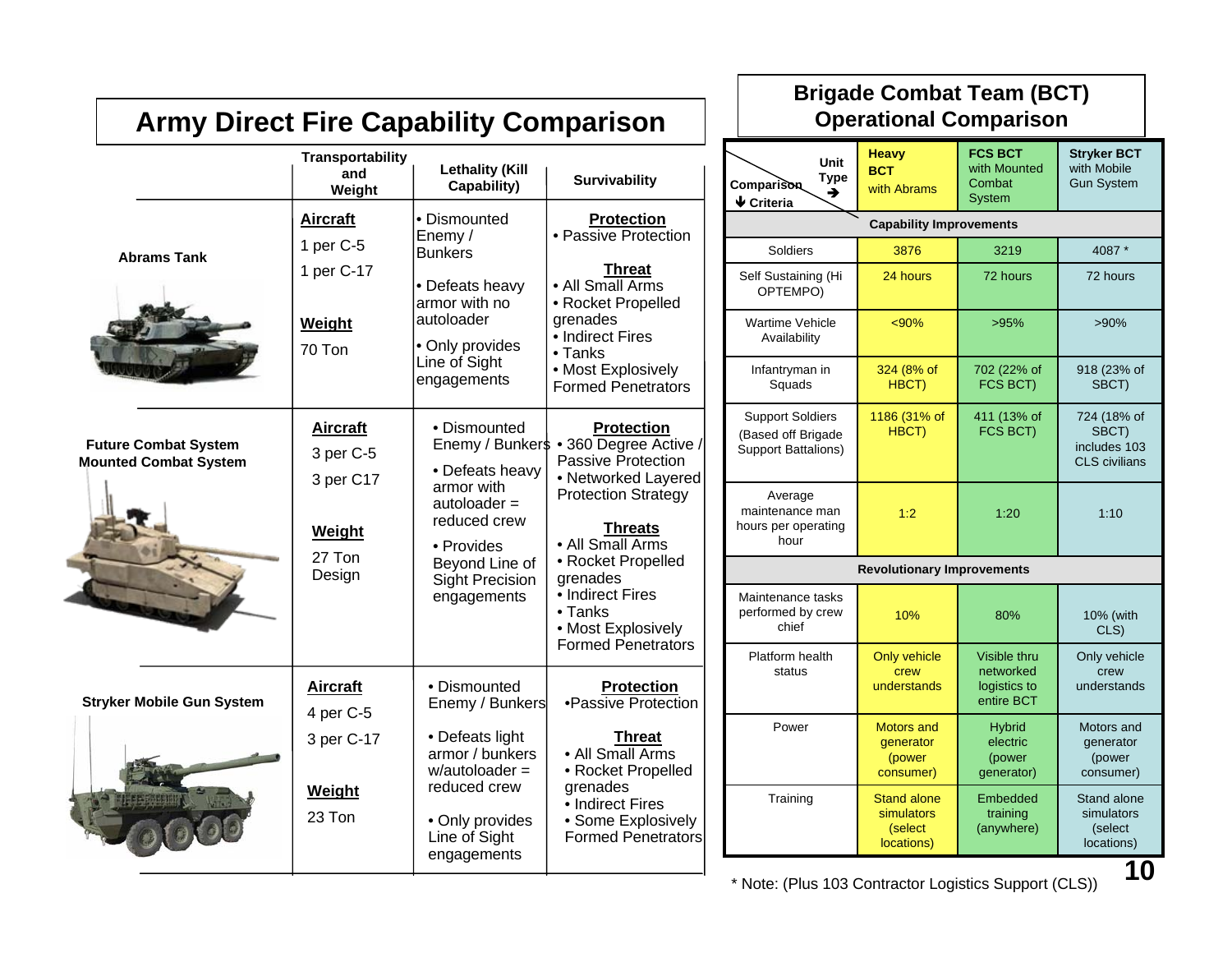## Army Direct Fire Capability Comparison

| | Transportability and Weight | Lethality (Kill Capability) | Survivability |
|---|---|---|---|
| **Abrams Tank** | **Aircraft**<br>1 per C-5<br>1 per C-17<br><br>**Weight**<br>70 Ton | • Dismounted Enemy / Bunkers<br>• Defeats heavy armor with no autoloader<br>• Only provides Line of Sight engagements | **Protection**<br>• Passive Protection<br><br>**Threat**<br>• All Small Arms<br>• Rocket Propelled grenades<br>• Indirect Fires<br>• Tanks<br>• Most Explosively Formed Penetrators |
| **Future Combat System Mounted Combat System** | **Aircraft**<br>3 per C-5<br>3 per C17<br><br>**Weight**<br>27 Ton Design | • Dismounted Enemy / Bunkers<br>• Defeats heavy armor with autoloader = reduced crew<br>• Provides Beyond Line of Sight Precision engagements | **Protection**<br>• 360 Degree Active / Passive Protection<br>• Networked Layered Protection Strategy<br><br>**Threats**<br>• All Small Arms<br>• Rocket Propelled grenades<br>• Indirect Fires<br>• Tanks<br>• Most Explosively Formed Penetrators |
| **Stryker Mobile Gun System** | **Aircraft**<br>4 per C-5<br>3 per C-17<br><br>**Weight**<br>23 Ton | • Dismounted Enemy / Bunkers<br>• Defeats light armor / bunkers w/autoloader = reduced crew<br>• Only provides Line of Sight engagements | **Protection**<br>•Passive Protection<br><br>**Threat**<br>• All Small Arms<br>• Rocket Propelled grenades<br>• Indirect Fires<br>• Some Explosively Formed Penetrators |

## Brigade Combat Team (BCT) Operational Comparison

| Comparison Criteria / Unit Type | Heavy BCT with Abrams | FCS BCT with Mounted Combat System | Stryker BCT with Mobile Gun System |
|---|---|---|---|
| **Capability Improvements** | | | |
| Soldiers | 3876 | 3219 | 4087 * |
| Self Sustaining (Hi OPTEMPO) | 24 hours | 72 hours | 72 hours |
| Wartime Vehicle Availability | <90% | >95% | >90% |
| Infantryman in Squads | 324 (8% of HBCT) | 702 (22% of FCS BCT) | 918 (23% of SBCT) |
| Support Soldiers (Based off Brigade Support Battalions) | 1186 (31% of HBCT) | 411 (13% of FCS BCT) | 724 (18% of SBCT) includes 103 CLS civilians |
| Average maintenance man hours per operating hour | 1:2 | 1:20 | 1:10 |
| **Revolutionary Improvements** | | | |
| Maintenance tasks performed by crew chief | 10% | 80% | 10% (with CLS) |
| Platform health status | Only vehicle crew understands | Visible thru networked logistics to entire BCT | Only vehicle crew understands |
| Power | Motors and generator (power consumer) | Hybrid electric (power generator) | Motors and generator (power consumer) |
| Training | Stand alone simulators (select locations) | Embedded training (anywhere) | Stand alone simulators (select locations) |

\* Note: (Plus 103 Contractor Logistics Support (CLS))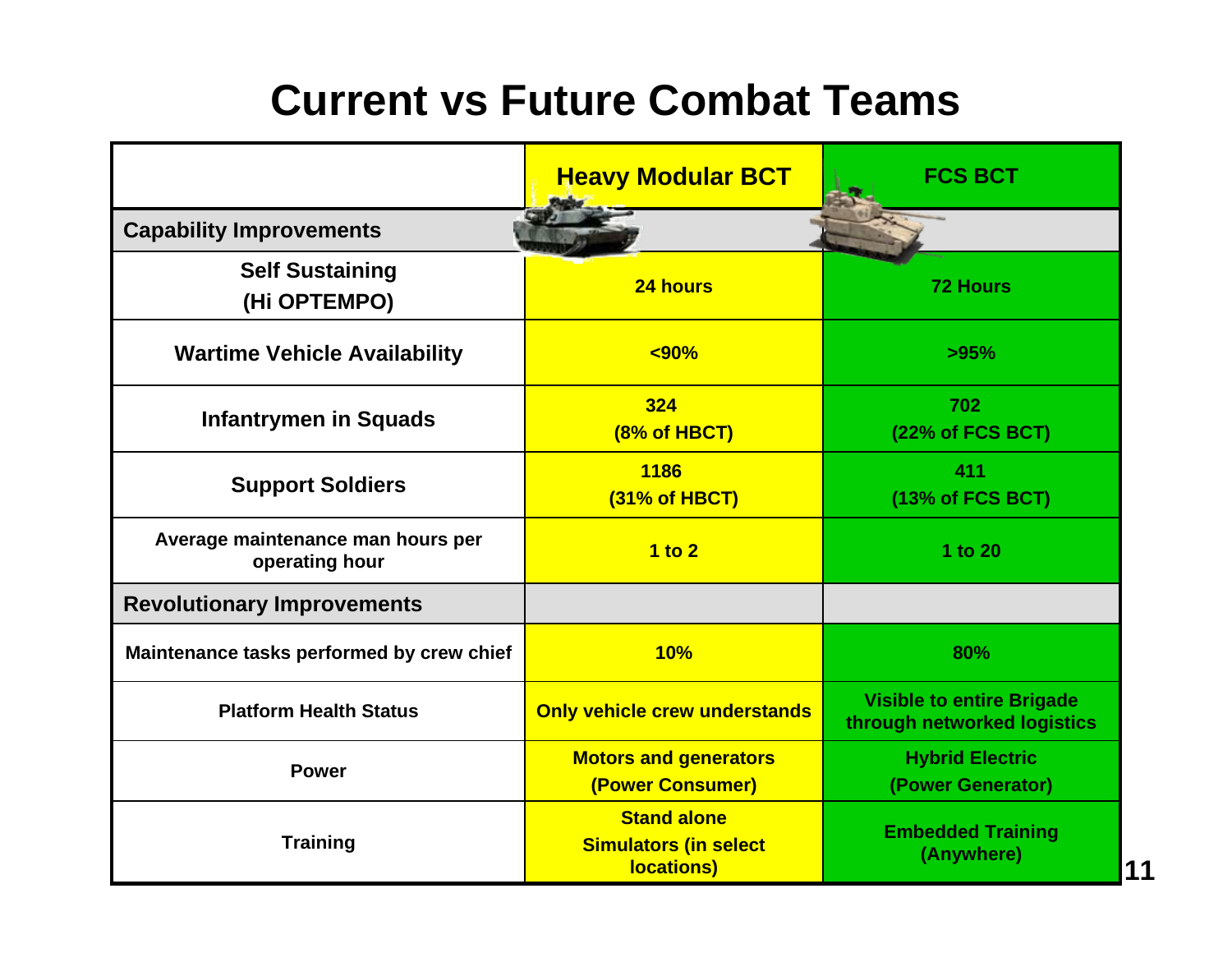# Current vs Future Combat Teams

| | Heavy Modular BCT | FCS BCT |
|---|---|---|
| **Capability Improvements** | | |
| Self Sustaining (Hi OPTEMPO) | 24 hours | 72 Hours |
| Wartime Vehicle Availability | <90% | >95% |
| Infantrymen in Squads | 324 (8% of HBCT) | 702 (22% of FCS BCT) |
| Support Soldiers | 1186 (31% of HBCT) | 411 (13% of FCS BCT) |
| Average maintenance man hours per operating hour | 1 to 2 | 1 to 20 |
| **Revolutionary Improvements** | | |
| Maintenance tasks performed by crew chief | 10% | 80% |
| Platform Health Status | Only vehicle crew understands | Visible to entire Brigade through networked logistics |
| Power | Motors and generators (Power Consumer) | Hybrid Electric (Power Generator) |
| Training | Stand alone Simulators (in select locations) | Embedded Training (Anywhere) |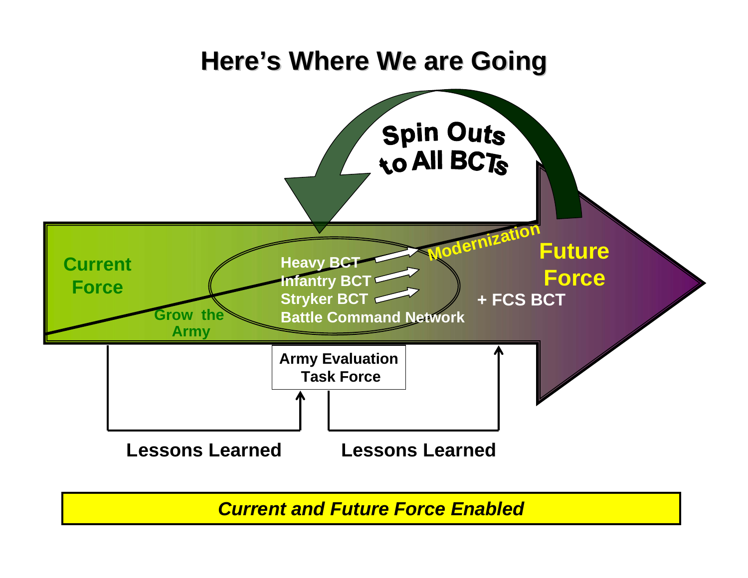# Here's Where We are Going

Spin Outs to All BCTs

Current Force

Grow the Army

Heavy BCT

Infantry BCT

Stryker BCT

Battle Command Network

Modernization

Future Force

+ FCS BCT

Army Evaluation Task Force

Lessons Learned

Lessons Learned

*Current and Future Force Enabled*